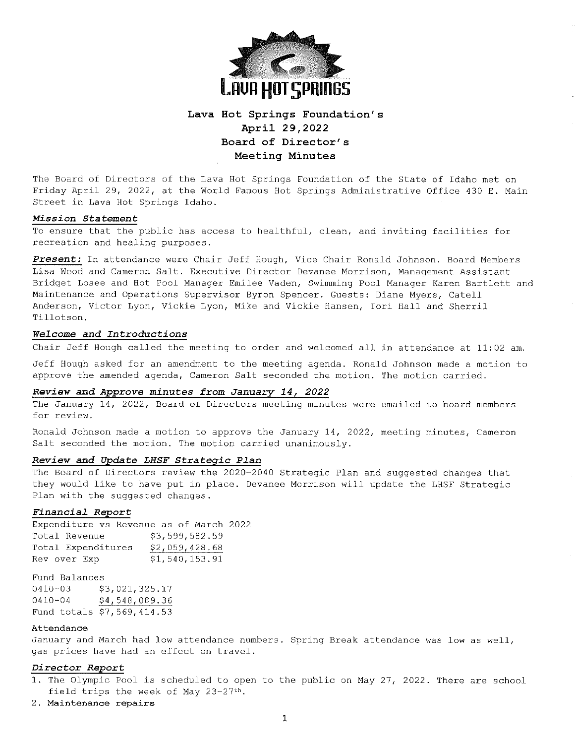# Lava Hot Springs Foundation's April 29,2022 Board of Director's Meeting Minutes

The Board of Directors of the Lava Hot Springs Foundation of the State of Idaho met on Friday April 29, 2022, at the World Famous Hot Springs Administrative Office 430 E. Main Street in Lava Hot Springs Idaho.

### *Mission Statement*

To ensure that the public has access to healthful, clean, and inviting facilities for recreation and healing purposes.

***Present:*** In attendance were Chair Jeff Hough, Vice Chair Ronald Johnson. Board Members Lisa Wood and Cameron Salt. Executive Director Devanee Morrison, Management Assistant Bridget Losee and Hot Pool Manager Emilee Vaden, Swimming Pool Manager Karen Bartlett and Maintenance and Operations Supervisor Byron Spencer. Guests: Diane Myers, Catell Anderson, Victor Lyon, Vickie Lyon, Mike and Vickie Hansen, Tori Hall and Sherril Tillotson.

### *Welcome and Introductions*

Chair Jeff Hough called the meeting to order and welcomed all in attendance at 11:02 am.

Jeff Hough asked for an amendment to the meeting agenda. Ronald Johnson made a motion to approve the amended agenda, Cameron Salt seconded the motion. The motion carried.

### *Review and Approve minutes from January 14, 2022*

The January 14, 2022, Board of Directors meeting minutes were emailed to board members for review.

Ronald Johnson made a motion to approve the January 14, 2022, meeting minutes, Cameron Salt seconded the motion. The motion carried unanimously.

### *Review and Update LHSF Strategic Plan*

The Board of Directors review the 2020-2040 Strategic Plan and suggested changes that they would like to have put in place. Devanee Morrison will update the LHSF Strategic Plan with the suggested changes.

### *Financial Report*

Expenditure vs Revenue as of March 2022

| | |
|---|---|
| Total Revenue | \$3,599,582.59 |
| Total Expenditures | \$2,059,428.68 |
| Rev over Exp | \$1,540,153.91 |

Fund Balances

| | |
|---|---|
| 0410-03 | \$3,021,325.17 |
| 0410-04 | \$4,548,089.36 |
| Fund totals | \$7,569,414.53 |

**Attendance**

January and March had low attendance numbers. Spring Break attendance was low as well, gas prices have had an effect on travel.

### *Director Report*

1. The Olympic Pool is scheduled to open to the public on May 27, 2022. There are school field trips the week of May 23-27th.
2. **Maintenance repairs**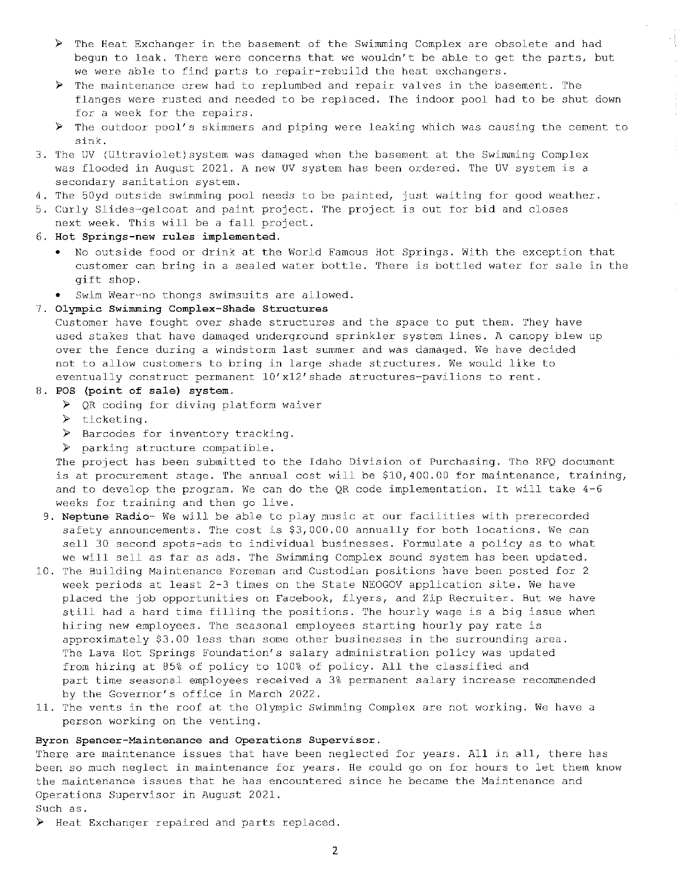- ➢ The Heat Exchanger in the basement of the Swimming Complex are obsolete and had begun to leak. There were concerns that we wouldn't be able to get the parts, but we were able to find parts to repair-rebuild the heat exchangers.
- ➢ The maintenance crew had to replumbed and repair valves in the basement. The flanges were rusted and needed to be replaced. The indoor pool had to be shut down for a week for the repairs.
- ➢ The outdoor pool's skimmers and piping were leaking which was causing the cement to sink.

3. The UV (Ultraviolet)system was damaged when the basement at the Swimming Complex was flooded in August 2021. A new UV system has been ordered. The UV system is a secondary sanitation system.
4. The 50yd outside swimming pool needs to be painted, just waiting for good weather.
5. Curly Slides-gelcoat and paint project. The project is out for bid and closes next week. This will be a fall project.
6. **Hot Springs-new rules implemented.**
   - No outside food or drink at the World Famous Hot Springs. With the exception that customer can bring in a sealed water bottle. There is bottled water for sale in the gift shop.
   - Swim Wear-no thongs swimsuits are allowed.
7. **Olympic Swimming Complex-Shade Structures**
   Customer have fought over shade structures and the space to put them. They have used stakes that have damaged underground sprinkler system lines. A canopy blew up over the fence during a windstorm last summer and was damaged. We have decided not to allow customers to bring in large shade structures. We would like to eventually construct permanent 10'x12'shade structures-pavilions to rent.
8. **POS (point of sale) system.**
   - ➢ QR coding for diving platform waiver
   - ➢ ticketing.
   - ➢ Barcodes for inventory tracking.
   - ➢ parking structure compatible.

   The project has been submitted to the Idaho Division of Purchasing. The RFQ document is at procurement stage. The annual cost will be $10,400.00 for maintenance, training, and to develop the program. We can do the QR code implementation. It will take 4-6 weeks for training and then go live.
9. **Neptune Radio**- We will be able to play music at our facilities with prerecorded safety announcements. The cost is $3,000.00 annually for both locations. We can sell 30 second spots-ads to individual businesses. Formulate a policy as to what we will sell as far as ads. The Swimming Complex sound system has been updated.
10. The Building Maintenance Foreman and Custodian positions have been posted for 2 week periods at least 2-3 times on the State NEOGOV application site. We have placed the job opportunities on Facebook, flyers, and Zip Recruiter. But we have still had a hard time filling the positions. The hourly wage is a big issue when hiring new employees. The seasonal employees starting hourly pay rate is approximately $3.00 less than some other businesses in the surrounding area. The Lava Hot Springs Foundation's salary administration policy was updated from hiring at 85% of policy to 100% of policy. All the classified and part time seasonal employees received a 3% permanent salary increase recommended by the Governor's office in March 2022.
11. The vents in the roof at the Olympic Swimming Complex are not working. We have a person working on the venting.

**Byron Spencer-Maintenance and Operations Supervisor.**

There are maintenance issues that have been neglected for years. All in all, there has been so much neglect in maintenance for years. He could go on for hours to let them know the maintenance issues that he has encountered since he became the Maintenance and Operations Supervisor in August 2021.

Such as.

- ➢ Heat Exchanger repaired and parts replaced.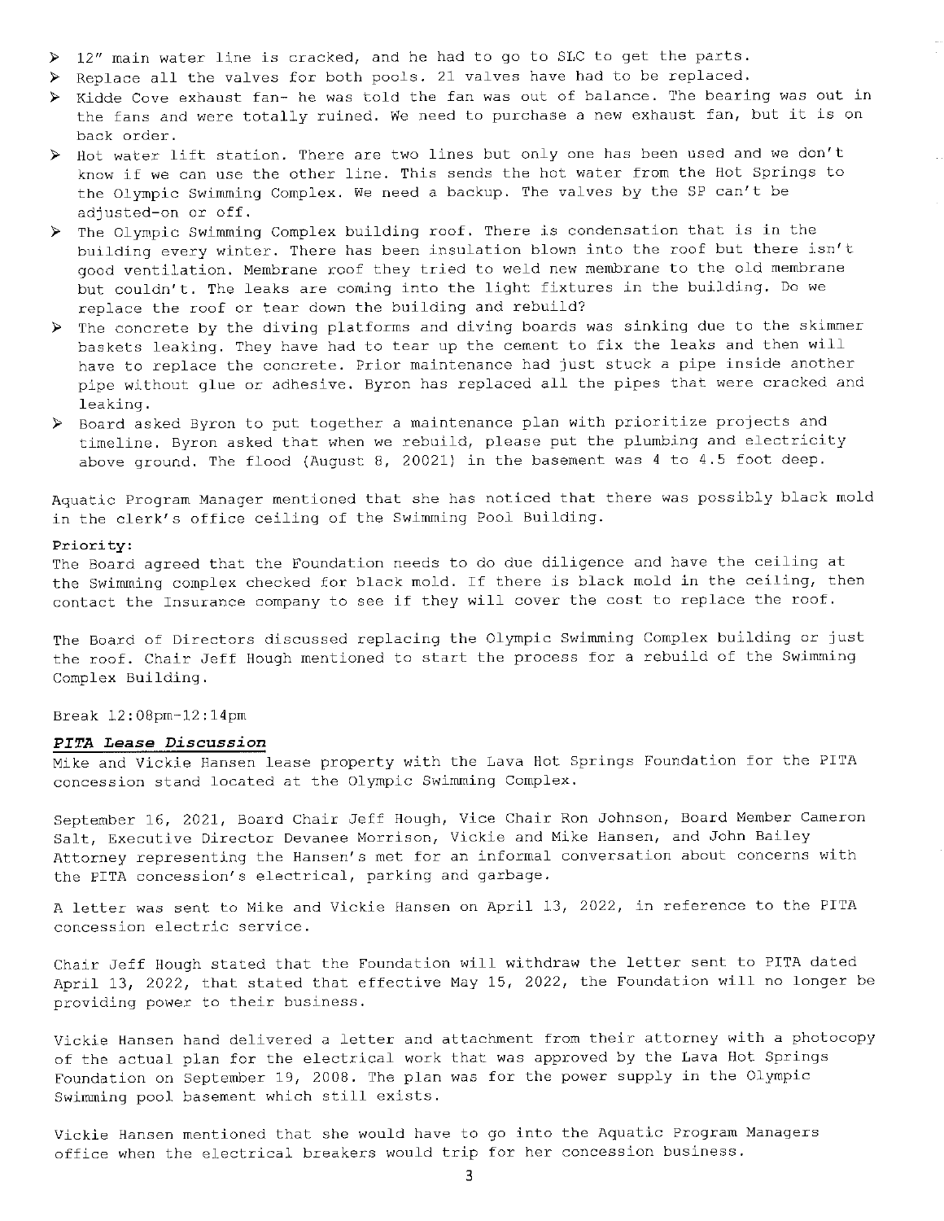- 12" main water line is cracked, and he had to go to SLC to get the parts.
- Replace all the valves for both pools. 21 valves have had to be replaced.
- Kidde Cove exhaust fan- he was told the fan was out of balance. The bearing was out in the fans and were totally ruined. We need to purchase a new exhaust fan, but it is on back order.
- Hot water lift station. There are two lines but only one has been used and we don't know if we can use the other line. This sends the hot water from the Hot Springs to the Olympic Swimming Complex. We need a backup. The valves by the SP can't be adjusted-on or off.
- The Olympic Swimming Complex building roof. There is condensation that is in the building every winter. There has been insulation blown into the roof but there isn't good ventilation. Membrane roof they tried to weld new membrane to the old membrane but couldn't. The leaks are coming into the light fixtures in the building. Do we replace the roof or tear down the building and rebuild?
- The concrete by the diving platforms and diving boards was sinking due to the skimmer baskets leaking. They have had to tear up the cement to fix the leaks and then will have to replace the concrete. Prior maintenance had just stuck a pipe inside another pipe without glue or adhesive. Byron has replaced all the pipes that were cracked and leaking.
- Board asked Byron to put together a maintenance plan with prioritize projects and timeline. Byron asked that when we rebuild, please put the plumbing and electricity above ground. The flood (August 8, 20021) in the basement was 4 to 4.5 foot deep.

Aquatic Program Manager mentioned that she has noticed that there was possibly black mold in the clerk's office ceiling of the Swimming Pool Building.

**Priority:**
The Board agreed that the Foundation needs to do due diligence and have the ceiling at the Swimming complex checked for black mold. If there is black mold in the ceiling, then contact the Insurance company to see if they will cover the cost to replace the roof.

The Board of Directors discussed replacing the Olympic Swimming Complex building or just the roof. Chair Jeff Hough mentioned to start the process for a rebuild of the Swimming Complex Building.

Break 12:08pm-12:14pm

***PITA Lease Discussion***

Mike and Vickie Hansen lease property with the Lava Hot Springs Foundation for the PITA concession stand located at the Olympic Swimming Complex.

September 16, 2021, Board Chair Jeff Hough, Vice Chair Ron Johnson, Board Member Cameron Salt, Executive Director Devanee Morrison, Vickie and Mike Hansen, and John Bailey Attorney representing the Hansen's met for an informal conversation about concerns with the PITA concession's electrical, parking and garbage.

A letter was sent to Mike and Vickie Hansen on April 13, 2022, in reference to the PITA concession electric service.

Chair Jeff Hough stated that the Foundation will withdraw the letter sent to PITA dated April 13, 2022, that stated that effective May 15, 2022, the Foundation will no longer be providing power to their business.

Vickie Hansen hand delivered a letter and attachment from their attorney with a photocopy of the actual plan for the electrical work that was approved by the Lava Hot Springs Foundation on September 19, 2008. The plan was for the power supply in the Olympic Swimming pool basement which still exists.

Vickie Hansen mentioned that she would have to go into the Aquatic Program Managers office when the electrical breakers would trip for her concession business.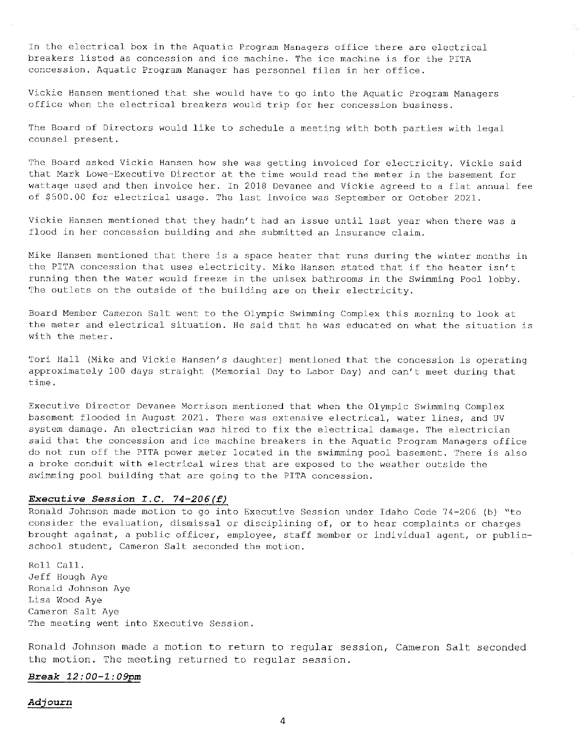In the electrical box in the Aquatic Program Managers office there are electrical breakers listed as concession and ice machine. The ice machine is for the PITA concession. Aquatic Program Manager has personnel files in her office.

Vickie Hansen mentioned that she would have to go into the Aquatic Program Managers office when the electrical breakers would trip for her concession business.

The Board of Directors would like to schedule a meeting with both parties with legal counsel present.

The Board asked Vickie Hansen how she was getting invoiced for electricity. Vickie said that Mark Lowe-Executive Director at the time would read the meter in the basement for wattage used and then invoice her. In 2018 Devanee and Vickie agreed to a flat annual fee of $500.00 for electrical usage. The last invoice was September or October 2021.

Vickie Hansen mentioned that they hadn't had an issue until last year when there was a flood in her concession building and she submitted an insurance claim.

Mike Hansen mentioned that there is a space heater that runs during the winter months in the PITA concession that uses electricity. Mike Hansen stated that if the heater isn't running then the water would freeze in the unisex bathrooms in the Swimming Pool lobby. The outlets on the outside of the building are on their electricity.

Board Member Cameron Salt went to the Olympic Swimming Complex this morning to look at the meter and electrical situation. He said that he was educated on what the situation is with the meter.

Tori Hall (Mike and Vickie Hansen's daughter) mentioned that the concession is operating approximately 100 days straight (Memorial Day to Labor Day) and can't meet during that time.

Executive Director Devanee Morrison mentioned that when the Olympic Swimming Complex basement flooded in August 2021. There was extensive electrical, water lines, and UV system damage. An electrician was hired to fix the electrical damage. The electrician said that the concession and ice machine breakers in the Aquatic Program Managers office do not run off the PITA power meter located in the swimming pool basement. There is also a broke conduit with electrical wires that are exposed to the weather outside the swimming pool building that are going to the PITA concession.

***Executive Session I.C. 74-206(f)***

Ronald Johnson made motion to go into Executive Session under Idaho Code 74-206 (b) "to consider the evaluation, dismissal or disciplining of, or to hear complaints or charges brought against, a public officer, employee, staff member or individual agent, or public-school student, Cameron Salt seconded the motion.

Roll Call.
Jeff Hough Aye
Ronald Johnson Aye
Lisa Wood Aye
Cameron Salt Aye
The meeting went into Executive Session.

Ronald Johnson made a motion to return to regular session, Cameron Salt seconded the motion. The meeting returned to regular session.

***Break 12:00-1:09pm***

***Adjourn***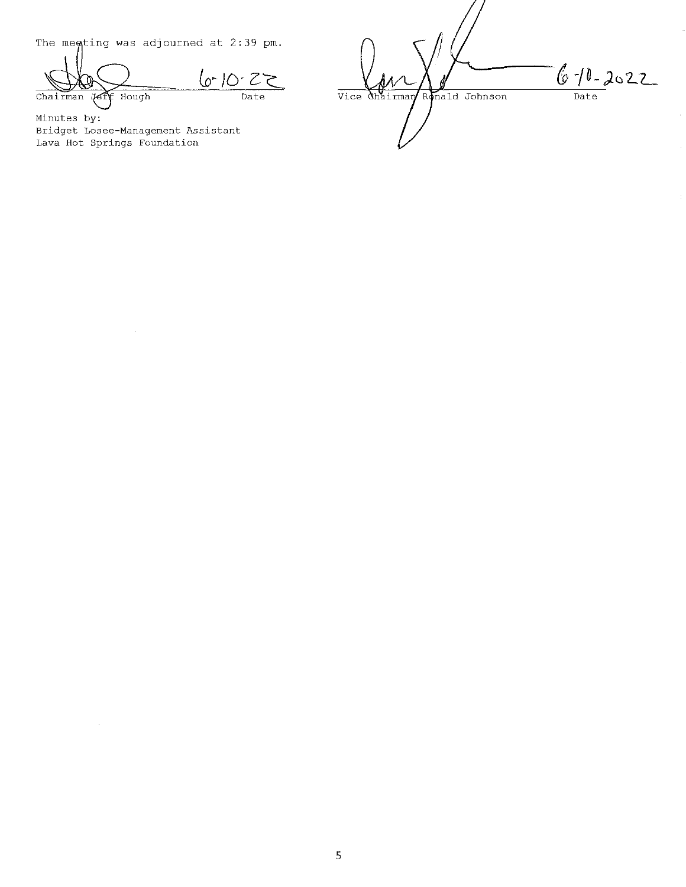The meeting was adjourned at 2:39 pm.

6-10-22

Chairman Jeff Hough — Date

6-10-2022

Vice Chairman Ronald Johnson — Date

Minutes by:
Bridget Losee-Management Assistant
Lava Hot Springs Foundation